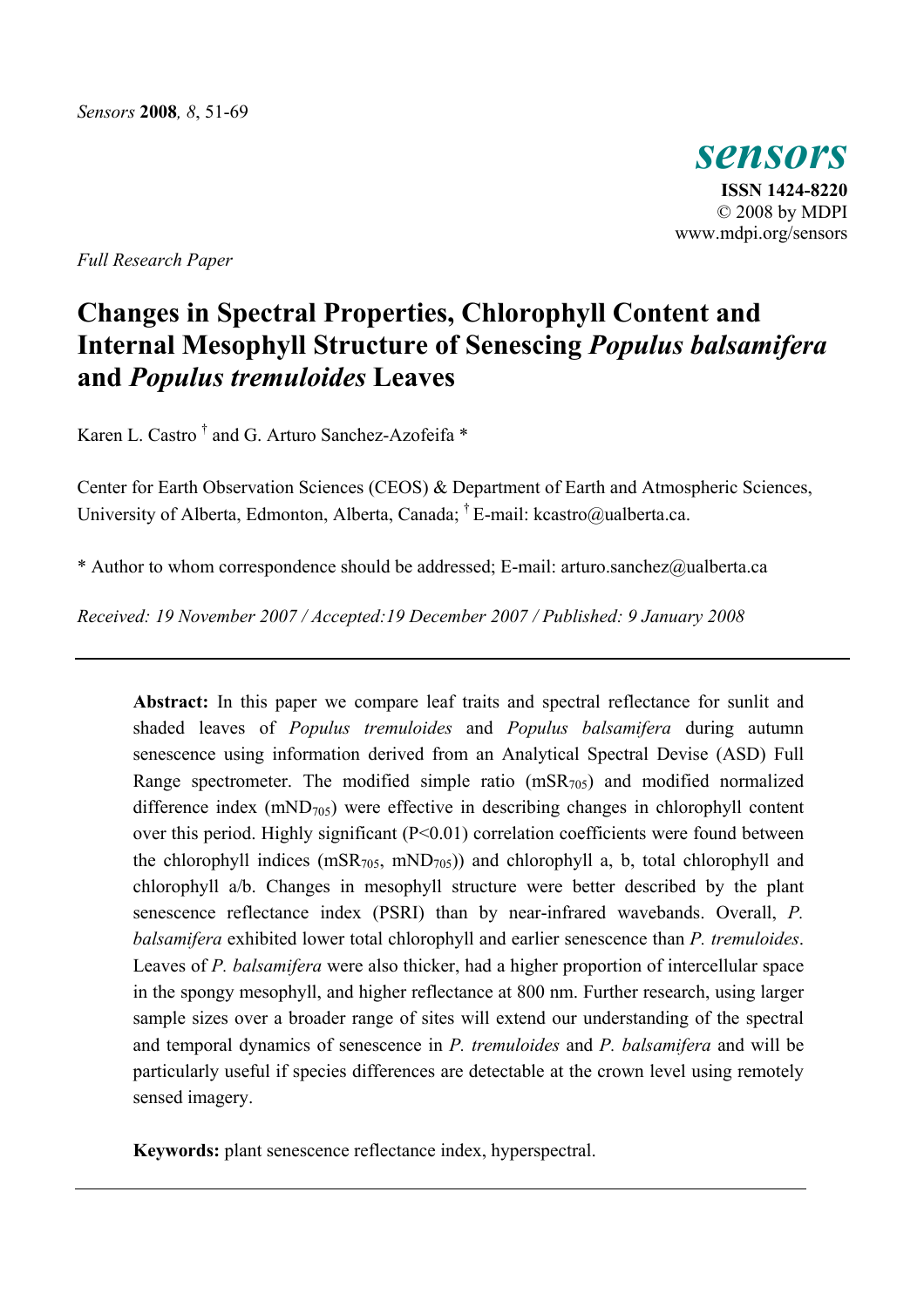*Full Research Paper*

# Changes in Spectral Properties, Chlorophyll Content and Internal Mesophyll Structure of Senescing *Populus balsamifera* and *Populus tremuloides* Leaves

Karen L. Castro [†] and G. Arturo Sanchez-Azofeifa *

Center for Earth Observation Sciences (CEOS) & Department of Earth and Atmospheric Sciences, University of Alberta, Edmonton, Alberta, Canada; [†] E-mail: kcastro@ualberta.ca.

* Author to whom correspondence should be addressed; E-mail: arturo.sanchez@ualberta.ca

*Received: 19 November 2007 / Accepted:19 December 2007 / Published: 9 January 2008*

---

**Abstract:** In this paper we compare leaf traits and spectral reflectance for sunlit and shaded leaves of *Populus tremuloides* and *Populus balsamifera* during autumn senescence using information derived from an Analytical Spectral Devise (ASD) Full Range spectrometer. The modified simple ratio ($mSR_{705}$) and modified normalized difference index ($mND_{705}$) were effective in describing changes in chlorophyll content over this period. Highly significant ($P<0.01$) correlation coefficients were found between the chlorophyll indices ($mSR_{705}$, $mND_{705}$)) and chlorophyll a, b, total chlorophyll and chlorophyll a/b. Changes in mesophyll structure were better described by the plant senescence reflectance index (PSRI) than by near-infrared wavebands. Overall, *P. balsamifera* exhibited lower total chlorophyll and earlier senescence than *P. tremuloides*. Leaves of *P. balsamifera* were also thicker, had a higher proportion of intercellular space in the spongy mesophyll, and higher reflectance at 800 nm. Further research, using larger sample sizes over a broader range of sites will extend our understanding of the spectral and temporal dynamics of senescence in *P. tremuloides* and *P. balsamifera* and will be particularly useful if species differences are detectable at the crown level using remotely sensed imagery.

**Keywords:** plant senescence reflectance index, hyperspectral.

---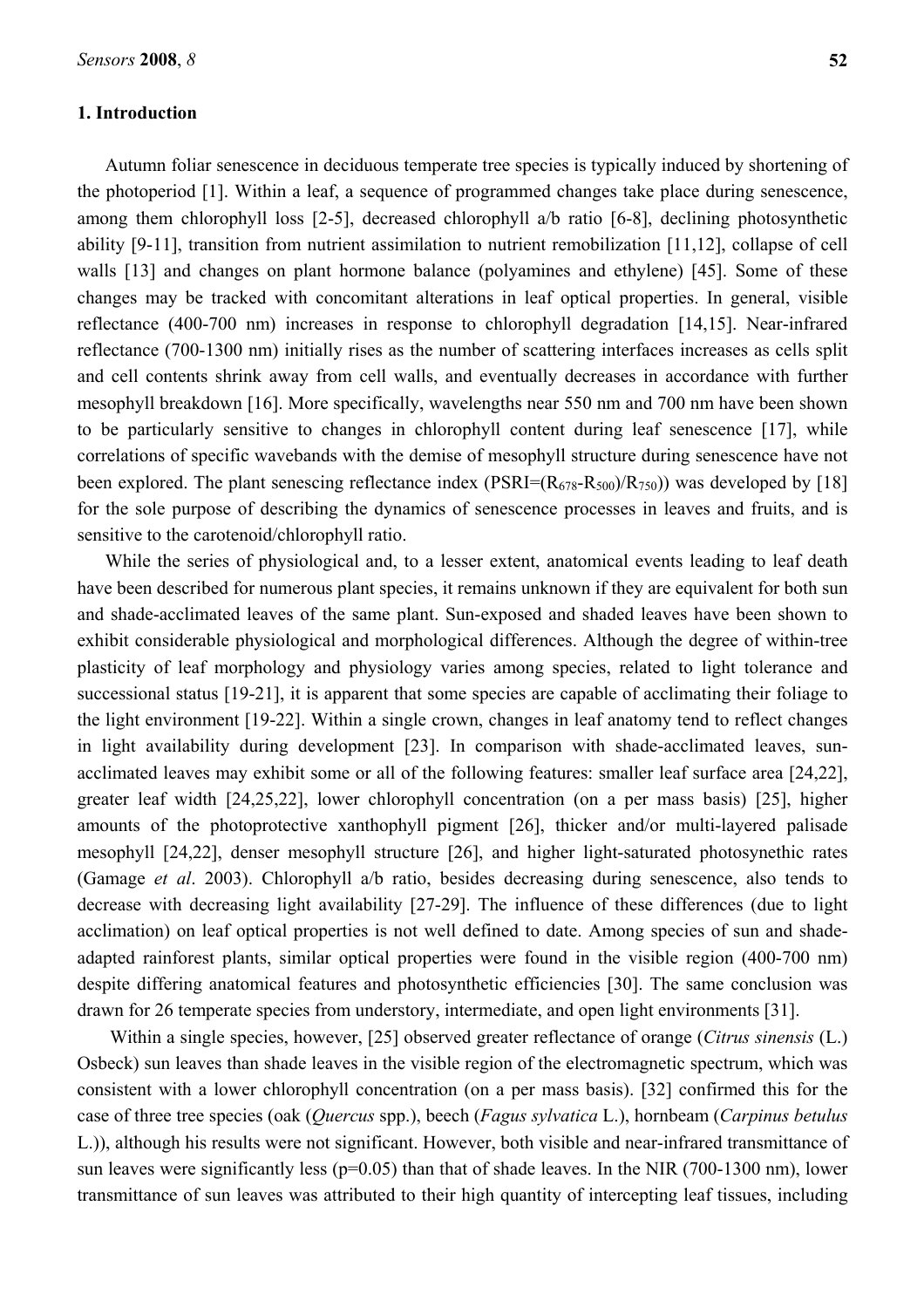## 1. Introduction

Autumn foliar senescence in deciduous temperate tree species is typically induced by shortening of the photoperiod [1]. Within a leaf, a sequence of programmed changes take place during senescence, among them chlorophyll loss [2-5], decreased chlorophyll a/b ratio [6-8], declining photosynthetic ability [9-11], transition from nutrient assimilation to nutrient remobilization [11,12], collapse of cell walls [13] and changes on plant hormone balance (polyamines and ethylene) [45]. Some of these changes may be tracked with concomitant alterations in leaf optical properties. In general, visible reflectance (400-700 nm) increases in response to chlorophyll degradation [14,15]. Near-infrared reflectance (700-1300 nm) initially rises as the number of scattering interfaces increases as cells split and cell contents shrink away from cell walls, and eventually decreases in accordance with further mesophyll breakdown [16]. More specifically, wavelengths near 550 nm and 700 nm have been shown to be particularly sensitive to changes in chlorophyll content during leaf senescence [17], while correlations of specific wavebands with the demise of mesophyll structure during senescence have not been explored. The plant senescing reflectance index (PSRI=$(R_{678}-R_{500})/R_{750}$)) was developed by [18] for the sole purpose of describing the dynamics of senescence processes in leaves and fruits, and is sensitive to the carotenoid/chlorophyll ratio.

While the series of physiological and, to a lesser extent, anatomical events leading to leaf death have been described for numerous plant species, it remains unknown if they are equivalent for both sun and shade-acclimated leaves of the same plant. Sun-exposed and shaded leaves have been shown to exhibit considerable physiological and morphological differences. Although the degree of within-tree plasticity of leaf morphology and physiology varies among species, related to light tolerance and successional status [19-21], it is apparent that some species are capable of acclimating their foliage to the light environment [19-22]. Within a single crown, changes in leaf anatomy tend to reflect changes in light availability during development [23]. In comparison with shade-acclimated leaves, sun-acclimated leaves may exhibit some or all of the following features: smaller leaf surface area [24,22], greater leaf width [24,25,22], lower chlorophyll concentration (on a per mass basis) [25], higher amounts of the photoprotective xanthophyll pigment [26], thicker and/or multi-layered palisade mesophyll [24,22], denser mesophyll structure [26], and higher light-saturated photosynethic rates (Gamage *et al*. 2003). Chlorophyll a/b ratio, besides decreasing during senescence, also tends to decrease with decreasing light availability [27-29]. The influence of these differences (due to light acclimation) on leaf optical properties is not well defined to date. Among species of sun and shade-adapted rainforest plants, similar optical properties were found in the visible region (400-700 nm) despite differing anatomical features and photosynthetic efficiencies [30]. The same conclusion was drawn for 26 temperate species from understory, intermediate, and open light environments [31].

Within a single species, however, [25] observed greater reflectance of orange (*Citrus sinensis* (L.) Osbeck) sun leaves than shade leaves in the visible region of the electromagnetic spectrum, which was consistent with a lower chlorophyll concentration (on a per mass basis). [32] confirmed this for the case of three tree species (oak (*Quercus* spp.), beech (*Fagus sylvatica* L.), hornbeam (*Carpinus betulus* L.)), although his results were not significant. However, both visible and near-infrared transmittance of sun leaves were significantly less (p=0.05) than that of shade leaves. In the NIR (700-1300 nm), lower transmittance of sun leaves was attributed to their high quantity of intercepting leaf tissues, including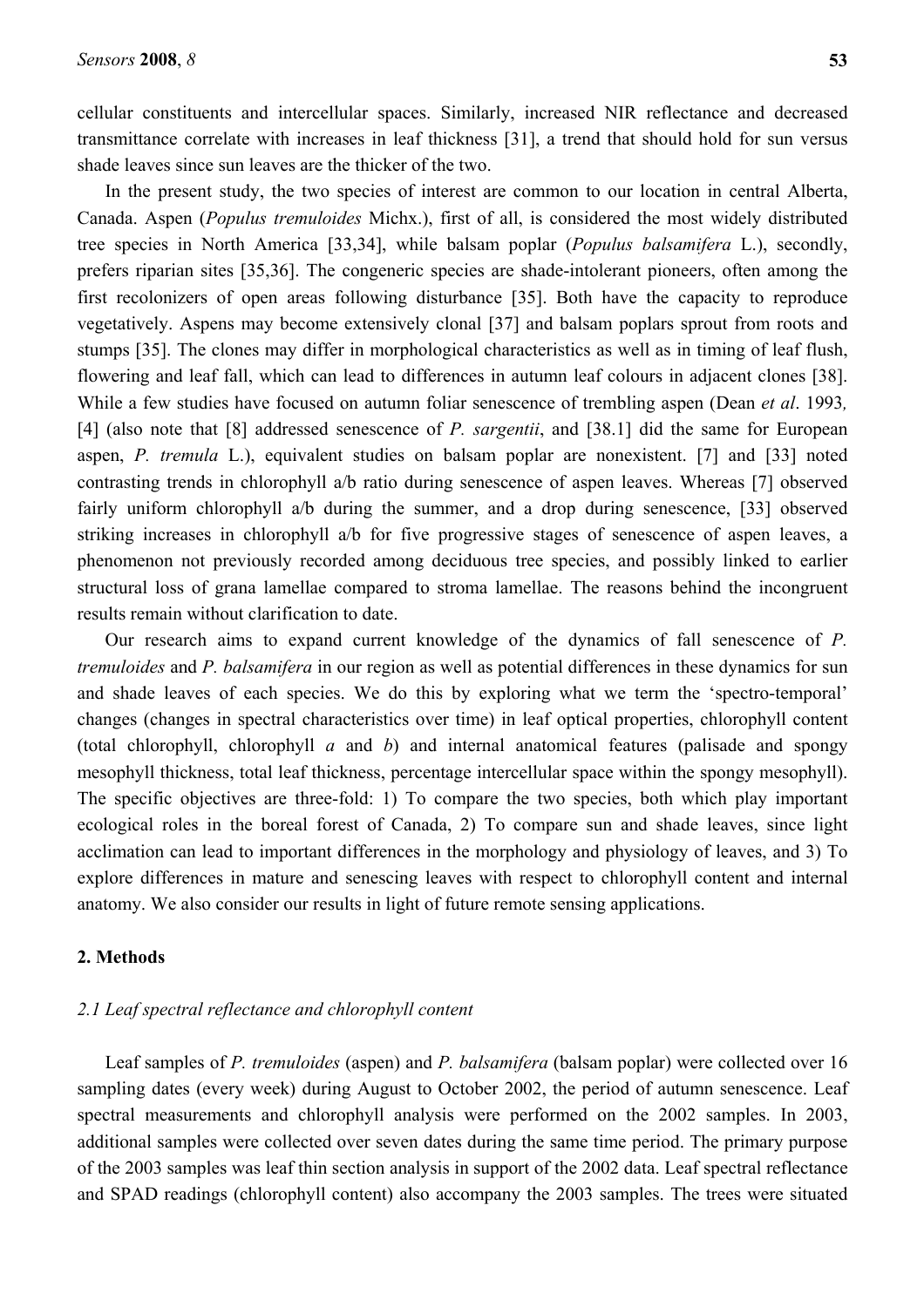cellular constituents and intercellular spaces. Similarly, increased NIR reflectance and decreased transmittance correlate with increases in leaf thickness [31], a trend that should hold for sun versus shade leaves since sun leaves are the thicker of the two.

In the present study, the two species of interest are common to our location in central Alberta, Canada. Aspen (*Populus tremuloides* Michx.), first of all, is considered the most widely distributed tree species in North America [33,34], while balsam poplar (*Populus balsamifera* L.), secondly, prefers riparian sites [35,36]. The congeneric species are shade-intolerant pioneers, often among the first recolonizers of open areas following disturbance [35]. Both have the capacity to reproduce vegetatively. Aspens may become extensively clonal [37] and balsam poplars sprout from roots and stumps [35]. The clones may differ in morphological characteristics as well as in timing of leaf flush, flowering and leaf fall, which can lead to differences in autumn leaf colours in adjacent clones [38]. While a few studies have focused on autumn foliar senescence of trembling aspen (Dean *et al*. 1993*,* [4] (also note that [8] addressed senescence of *P. sargentii*, and [38.1] did the same for European aspen, *P. tremula* L.), equivalent studies on balsam poplar are nonexistent. [7] and [33] noted contrasting trends in chlorophyll a/b ratio during senescence of aspen leaves. Whereas [7] observed fairly uniform chlorophyll a/b during the summer, and a drop during senescence, [33] observed striking increases in chlorophyll a/b for five progressive stages of senescence of aspen leaves, a phenomenon not previously recorded among deciduous tree species, and possibly linked to earlier structural loss of grana lamellae compared to stroma lamellae. The reasons behind the incongruent results remain without clarification to date.

Our research aims to expand current knowledge of the dynamics of fall senescence of *P. tremuloides* and *P. balsamifera* in our region as well as potential differences in these dynamics for sun and shade leaves of each species. We do this by exploring what we term the 'spectro-temporal' changes (changes in spectral characteristics over time) in leaf optical properties, chlorophyll content (total chlorophyll, chlorophyll *a* and *b*) and internal anatomical features (palisade and spongy mesophyll thickness, total leaf thickness, percentage intercellular space within the spongy mesophyll). The specific objectives are three-fold: 1) To compare the two species, both which play important ecological roles in the boreal forest of Canada, 2) To compare sun and shade leaves, since light acclimation can lead to important differences in the morphology and physiology of leaves, and 3) To explore differences in mature and senescing leaves with respect to chlorophyll content and internal anatomy. We also consider our results in light of future remote sensing applications.

## 2. Methods

### *2.1 Leaf spectral reflectance and chlorophyll content*

Leaf samples of *P. tremuloides* (aspen) and *P. balsamifera* (balsam poplar) were collected over 16 sampling dates (every week) during August to October 2002, the period of autumn senescence. Leaf spectral measurements and chlorophyll analysis were performed on the 2002 samples. In 2003, additional samples were collected over seven dates during the same time period. The primary purpose of the 2003 samples was leaf thin section analysis in support of the 2002 data. Leaf spectral reflectance and SPAD readings (chlorophyll content) also accompany the 2003 samples. The trees were situated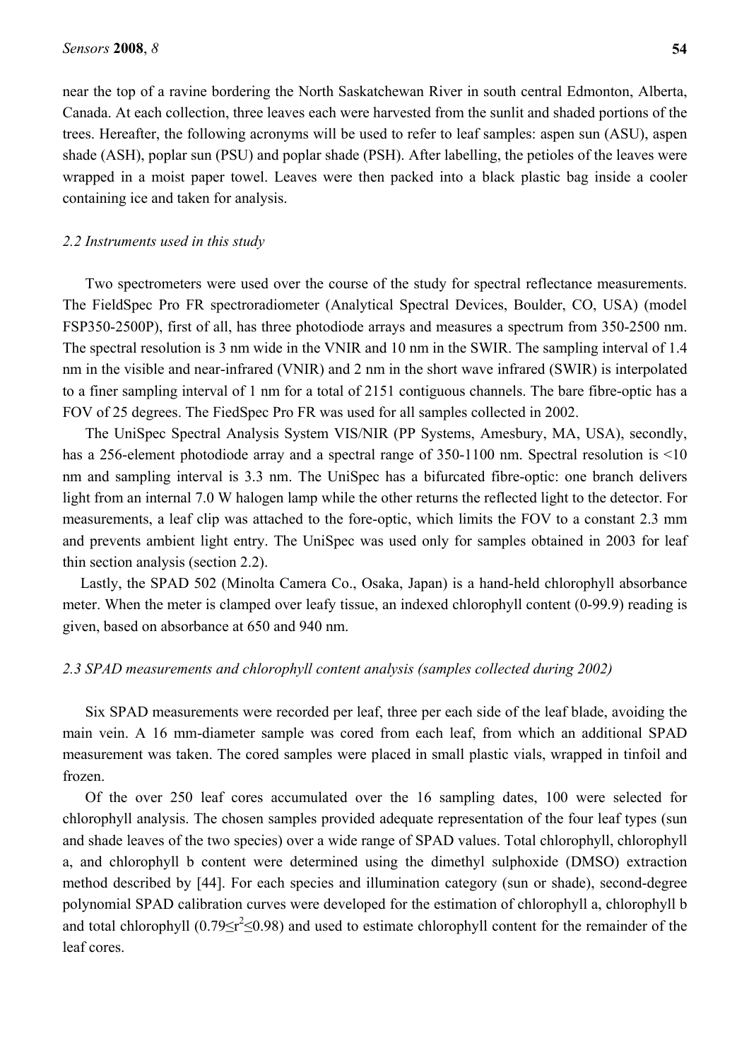near the top of a ravine bordering the North Saskatchewan River in south central Edmonton, Alberta, Canada. At each collection, three leaves each were harvested from the sunlit and shaded portions of the trees. Hereafter, the following acronyms will be used to refer to leaf samples: aspen sun (ASU), aspen shade (ASH), poplar sun (PSU) and poplar shade (PSH). After labelling, the petioles of the leaves were wrapped in a moist paper towel. Leaves were then packed into a black plastic bag inside a cooler containing ice and taken for analysis.

### *2.2 Instruments used in this study*

Two spectrometers were used over the course of the study for spectral reflectance measurements. The FieldSpec Pro FR spectroradiometer (Analytical Spectral Devices, Boulder, CO, USA) (model FSP350-2500P), first of all, has three photodiode arrays and measures a spectrum from 350-2500 nm. The spectral resolution is 3 nm wide in the VNIR and 10 nm in the SWIR. The sampling interval of 1.4 nm in the visible and near-infrared (VNIR) and 2 nm in the short wave infrared (SWIR) is interpolated to a finer sampling interval of 1 nm for a total of 2151 contiguous channels. The bare fibre-optic has a FOV of 25 degrees. The FiedSpec Pro FR was used for all samples collected in 2002.

The UniSpec Spectral Analysis System VIS/NIR (PP Systems, Amesbury, MA, USA), secondly, has a 256-element photodiode array and a spectral range of 350-1100 nm. Spectral resolution is <10 nm and sampling interval is 3.3 nm. The UniSpec has a bifurcated fibre-optic: one branch delivers light from an internal 7.0 W halogen lamp while the other returns the reflected light to the detector. For measurements, a leaf clip was attached to the fore-optic, which limits the FOV to a constant 2.3 mm and prevents ambient light entry. The UniSpec was used only for samples obtained in 2003 for leaf thin section analysis (section 2.2).

Lastly, the SPAD 502 (Minolta Camera Co., Osaka, Japan) is a hand-held chlorophyll absorbance meter. When the meter is clamped over leafy tissue, an indexed chlorophyll content (0-99.9) reading is given, based on absorbance at 650 and 940 nm.

### *2.3 SPAD measurements and chlorophyll content analysis (samples collected during 2002)*

Six SPAD measurements were recorded per leaf, three per each side of the leaf blade, avoiding the main vein. A 16 mm-diameter sample was cored from each leaf, from which an additional SPAD measurement was taken. The cored samples were placed in small plastic vials, wrapped in tinfoil and frozen.

Of the over 250 leaf cores accumulated over the 16 sampling dates, 100 were selected for chlorophyll analysis. The chosen samples provided adequate representation of the four leaf types (sun and shade leaves of the two species) over a wide range of SPAD values. Total chlorophyll, chlorophyll a, and chlorophyll b content were determined using the dimethyl sulphoxide (DMSO) extraction method described by [44]. For each species and illumination category (sun or shade), second-degree polynomial SPAD calibration curves were developed for the estimation of chlorophyll a, chlorophyll b and total chlorophyll ($0.79 \leq r^2 \leq 0.98$) and used to estimate chlorophyll content for the remainder of the leaf cores.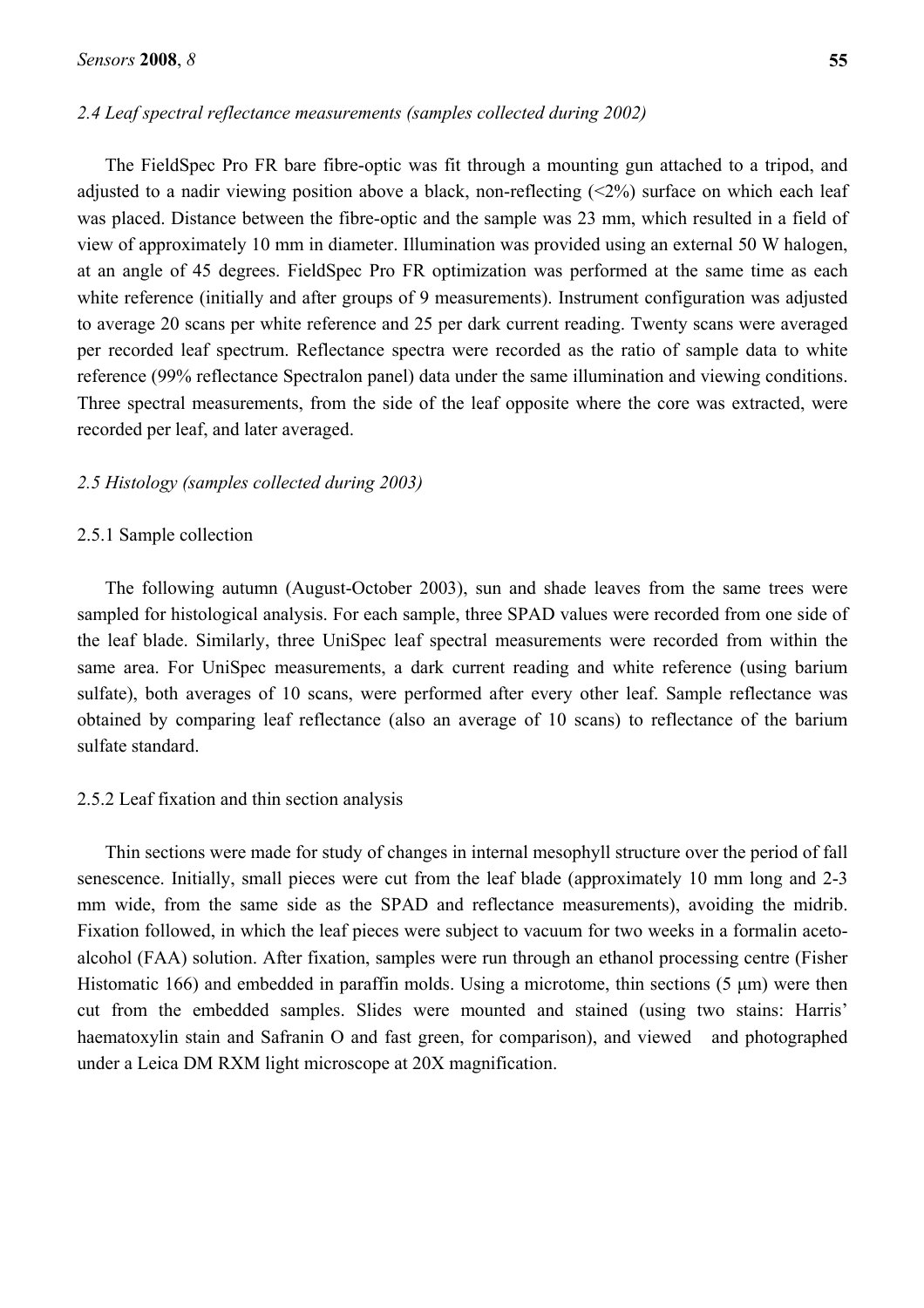### *2.4 Leaf spectral reflectance measurements (samples collected during 2002)*

The FieldSpec Pro FR bare fibre-optic was fit through a mounting gun attached to a tripod, and adjusted to a nadir viewing position above a black, non-reflecting (<2%) surface on which each leaf was placed. Distance between the fibre-optic and the sample was 23 mm, which resulted in a field of view of approximately 10 mm in diameter. Illumination was provided using an external 50 W halogen, at an angle of 45 degrees. FieldSpec Pro FR optimization was performed at the same time as each white reference (initially and after groups of 9 measurements). Instrument configuration was adjusted to average 20 scans per white reference and 25 per dark current reading. Twenty scans were averaged per recorded leaf spectrum. Reflectance spectra were recorded as the ratio of sample data to white reference (99% reflectance Spectralon panel) data under the same illumination and viewing conditions. Three spectral measurements, from the side of the leaf opposite where the core was extracted, were recorded per leaf, and later averaged.

### *2.5 Histology (samples collected during 2003)*

#### 2.5.1 Sample collection

The following autumn (August-October 2003), sun and shade leaves from the same trees were sampled for histological analysis. For each sample, three SPAD values were recorded from one side of the leaf blade. Similarly, three UniSpec leaf spectral measurements were recorded from within the same area. For UniSpec measurements, a dark current reading and white reference (using barium sulfate), both averages of 10 scans, were performed after every other leaf. Sample reflectance was obtained by comparing leaf reflectance (also an average of 10 scans) to reflectance of the barium sulfate standard.

#### 2.5.2 Leaf fixation and thin section analysis

Thin sections were made for study of changes in internal mesophyll structure over the period of fall senescence. Initially, small pieces were cut from the leaf blade (approximately 10 mm long and 2-3 mm wide, from the same side as the SPAD and reflectance measurements), avoiding the midrib. Fixation followed, in which the leaf pieces were subject to vacuum for two weeks in a formalin aceto-alcohol (FAA) solution. After fixation, samples were run through an ethanol processing centre (Fisher Histomatic 166) and embedded in paraffin molds. Using a microtome, thin sections (5 μm) were then cut from the embedded samples. Slides were mounted and stained (using two stains: Harris' haematoxylin stain and Safranin O and fast green, for comparison), and viewed and photographed under a Leica DM RXM light microscope at 20X magnification.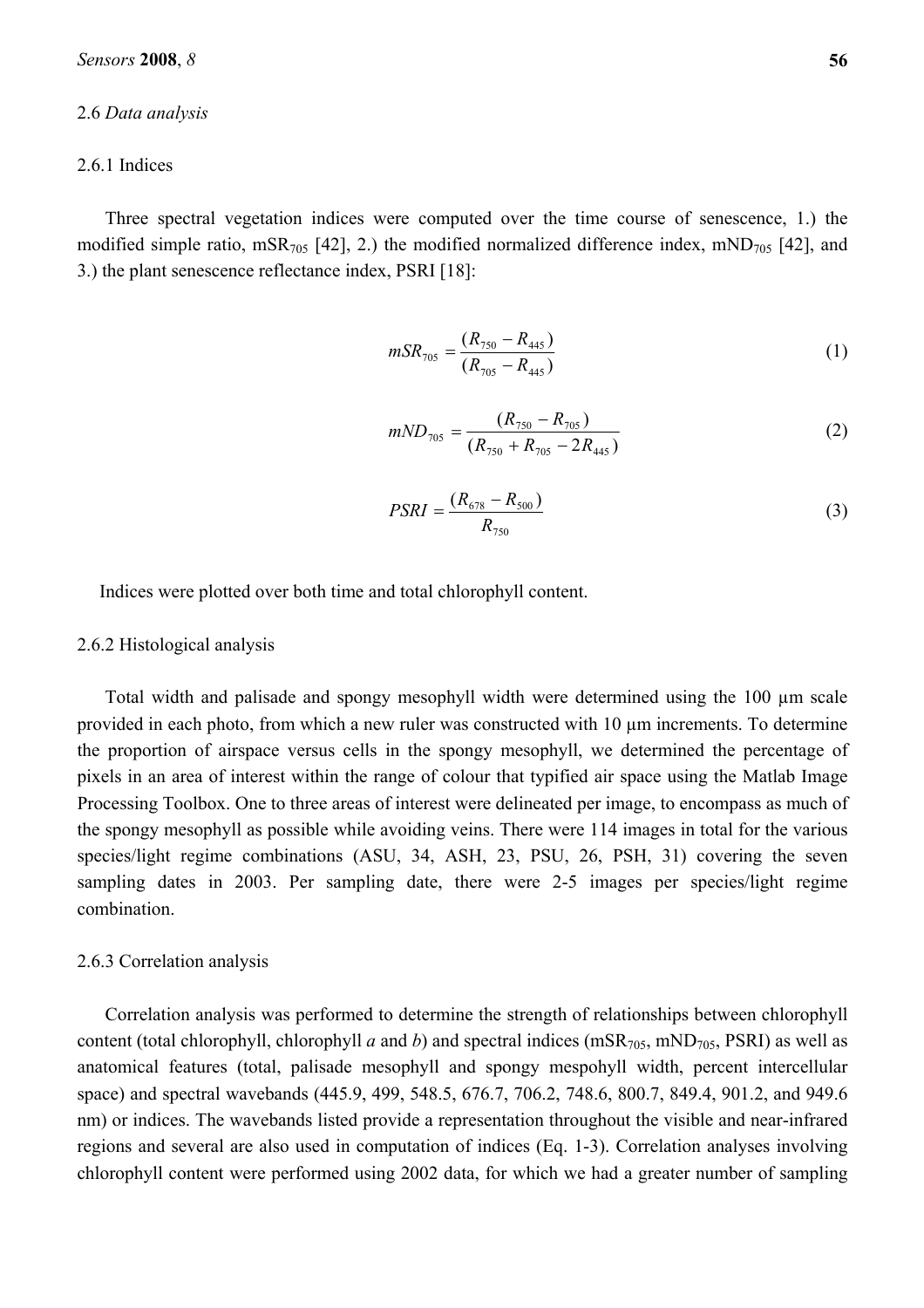### 2.6 *Data analysis*

#### 2.6.1 Indices

Three spectral vegetation indices were computed over the time course of senescence, 1.) the modified simple ratio, $mSR_{705}$ [42], 2.) the modified normalized difference index, $mND_{705}$ [42], and 3.) the plant senescence reflectance index, PSRI [18]:

$$mSR_{705} = \frac{(R_{750} - R_{445})}{(R_{705} - R_{445})} \tag{1}$$

$$mND_{705} = \frac{(R_{750} - R_{705})}{(R_{750} + R_{705} - 2R_{445})} \tag{2}$$

$$PSRI = \frac{(R_{678} - R_{500})}{R_{750}} \tag{3}$$

Indices were plotted over both time and total chlorophyll content.

#### 2.6.2 Histological analysis

Total width and palisade and spongy mesophyll width were determined using the 100 µm scale provided in each photo, from which a new ruler was constructed with 10 µm increments. To determine the proportion of airspace versus cells in the spongy mesophyll, we determined the percentage of pixels in an area of interest within the range of colour that typified air space using the Matlab Image Processing Toolbox. One to three areas of interest were delineated per image, to encompass as much of the spongy mesophyll as possible while avoiding veins. There were 114 images in total for the various species/light regime combinations (ASU, 34, ASH, 23, PSU, 26, PSH, 31) covering the seven sampling dates in 2003. Per sampling date, there were 2-5 images per species/light regime combination.

#### 2.6.3 Correlation analysis

Correlation analysis was performed to determine the strength of relationships between chlorophyll content (total chlorophyll, chlorophyll *a* and *b*) and spectral indices ($mSR_{705}$, $mND_{705}$, PSRI) as well as anatomical features (total, palisade mesophyll and spongy mespohyll width, percent intercellular space) and spectral wavebands (445.9, 499, 548.5, 676.7, 706.2, 748.6, 800.7, 849.4, 901.2, and 949.6 nm) or indices. The wavebands listed provide a representation throughout the visible and near-infrared regions and several are also used in computation of indices (Eq. 1-3). Correlation analyses involving chlorophyll content were performed using 2002 data, for which we had a greater number of sampling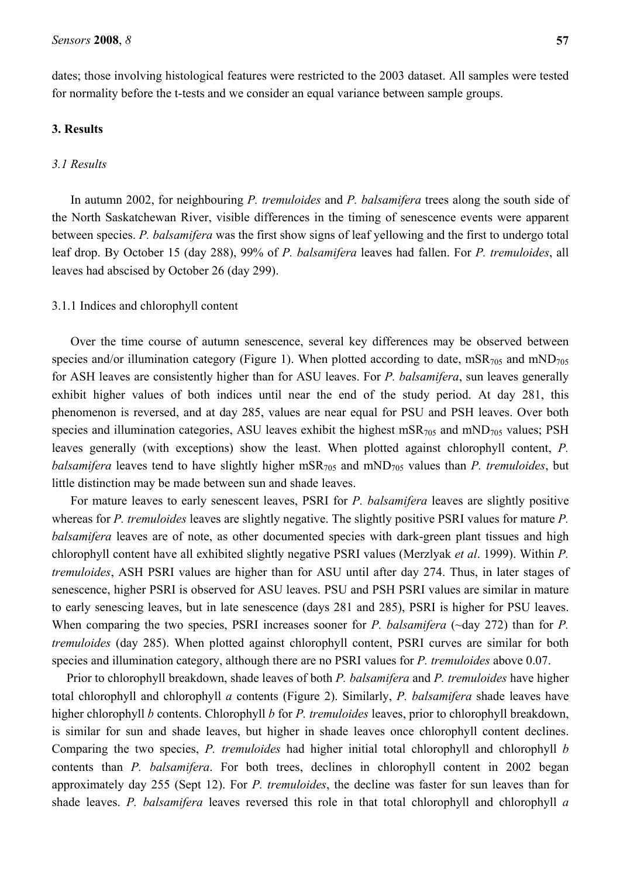dates; those involving histological features were restricted to the 2003 dataset. All samples were tested for normality before the t-tests and we consider an equal variance between sample groups.

## 3. Results

### 3.1 Results

In autumn 2002, for neighbouring *P. tremuloides* and *P. balsamifera* trees along the south side of the North Saskatchewan River, visible differences in the timing of senescence events were apparent between species. *P. balsamifera* was the first show signs of leaf yellowing and the first to undergo total leaf drop. By October 15 (day 288), 99% of *P. balsamifera* leaves had fallen. For *P. tremuloides*, all leaves had abscised by October 26 (day 299).

#### 3.1.1 Indices and chlorophyll content

Over the time course of autumn senescence, several key differences may be observed between species and/or illumination category (Figure 1). When plotted according to date, $mSR_{705}$ and $mND_{705}$ for ASH leaves are consistently higher than for ASU leaves. For *P. balsamifera*, sun leaves generally exhibit higher values of both indices until near the end of the study period. At day 281, this phenomenon is reversed, and at day 285, values are near equal for PSU and PSH leaves. Over both species and illumination categories, ASU leaves exhibit the highest $mSR_{705}$ and $mND_{705}$ values; PSH leaves generally (with exceptions) show the least. When plotted against chlorophyll content, *P. balsamifera* leaves tend to have slightly higher $mSR_{705}$ and $mND_{705}$ values than *P. tremuloides*, but little distinction may be made between sun and shade leaves.

For mature leaves to early senescent leaves, PSRI for *P. balsamifera* leaves are slightly positive whereas for *P. tremuloides* leaves are slightly negative. The slightly positive PSRI values for mature *P. balsamifera* leaves are of note, as other documented species with dark-green plant tissues and high chlorophyll content have all exhibited slightly negative PSRI values (Merzlyak *et al*. 1999). Within *P. tremuloides*, ASH PSRI values are higher than for ASU until after day 274. Thus, in later stages of senescence, higher PSRI is observed for ASU leaves. PSU and PSH PSRI values are similar in mature to early senescing leaves, but in late senescence (days 281 and 285), PSRI is higher for PSU leaves. When comparing the two species, PSRI increases sooner for *P. balsamifera* (~day 272) than for *P. tremuloides* (day 285). When plotted against chlorophyll content, PSRI curves are similar for both species and illumination category, although there are no PSRI values for *P. tremuloides* above 0.07.

Prior to chlorophyll breakdown, shade leaves of both *P. balsamifera* and *P. tremuloides* have higher total chlorophyll and chlorophyll *a* contents (Figure 2). Similarly, *P. balsamifera* shade leaves have higher chlorophyll *b* contents. Chlorophyll *b* for *P. tremuloides* leaves, prior to chlorophyll breakdown, is similar for sun and shade leaves, but higher in shade leaves once chlorophyll content declines. Comparing the two species, *P. tremuloides* had higher initial total chlorophyll and chlorophyll *b* contents than *P. balsamifera*. For both trees, declines in chlorophyll content in 2002 began approximately day 255 (Sept 12). For *P. tremuloides*, the decline was faster for sun leaves than for shade leaves. *P. balsamifera* leaves reversed this role in that total chlorophyll and chlorophyll *a*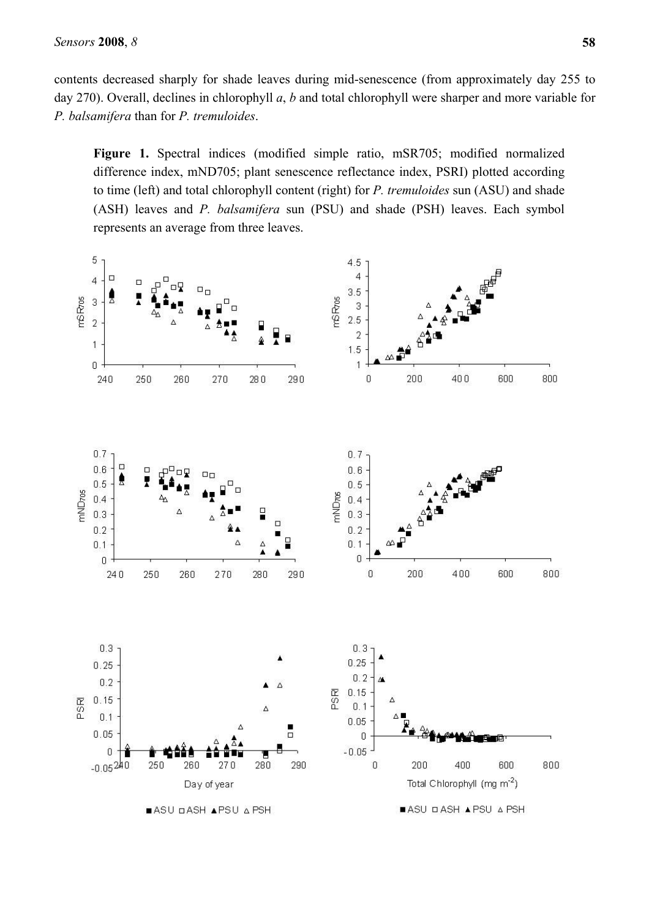contents decreased sharply for shade leaves during mid-senescence (from approximately day 255 to day 270). Overall, declines in chlorophyll *a*, *b* and total chlorophyll were sharper and more variable for *P. balsamifera* than for *P. tremuloides*.

**Figure 1.** Spectral indices (modified simple ratio, mSR705; modified normalized difference index, mND705; plant senescence reflectance index, PSRI) plotted according to time (left) and total chlorophyll content (right) for *P. tremuloides* sun (ASU) and shade (ASH) leaves and *P. balsamifera* sun (PSU) and shade (PSH) leaves. Each symbol represents an average from three leaves.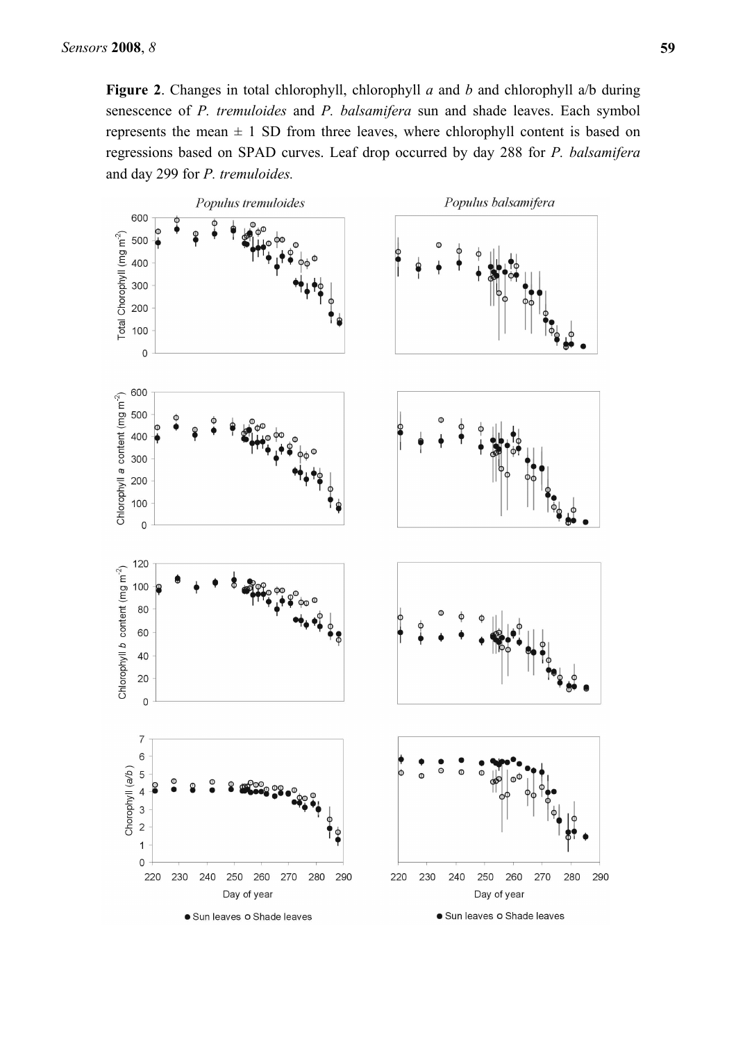**Figure 2**. Changes in total chlorophyll, chlorophyll *a* and *b* and chlorophyll a/b during senescence of *P. tremuloides* and *P. balsamifera* sun and shade leaves. Each symbol represents the mean ± 1 SD from three leaves, where chlorophyll content is based on regressions based on SPAD curves. Leaf drop occurred by day 288 for *P. balsamifera* and day 299 for *P. tremuloides.*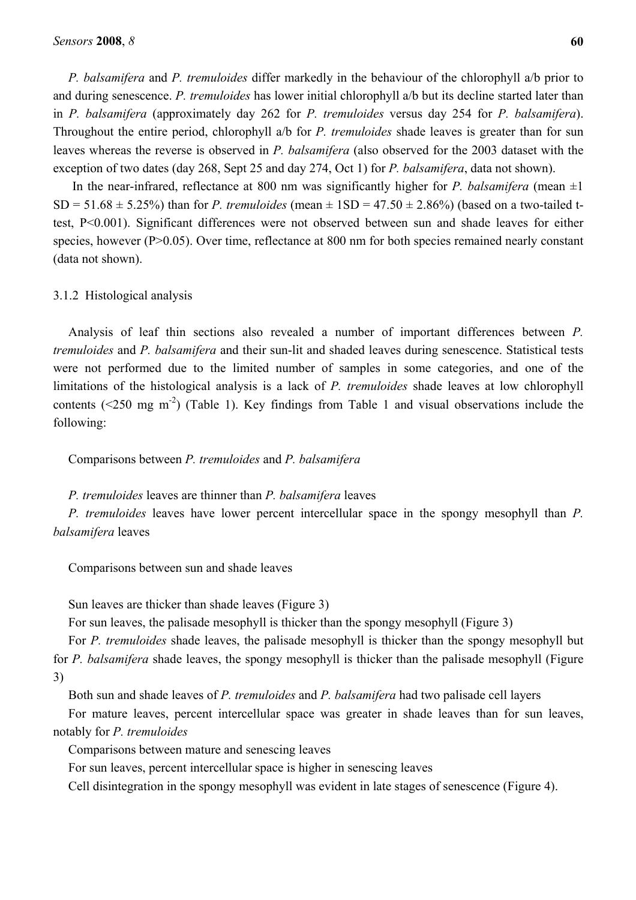*P. balsamifera* and *P. tremuloides* differ markedly in the behaviour of the chlorophyll a/b prior to and during senescence. *P. tremuloides* has lower initial chlorophyll a/b but its decline started later than in *P. balsamifera* (approximately day 262 for *P. tremuloides* versus day 254 for *P. balsamifera*). Throughout the entire period, chlorophyll a/b for *P. tremuloides* shade leaves is greater than for sun leaves whereas the reverse is observed in *P. balsamifera* (also observed for the 2003 dataset with the exception of two dates (day 268, Sept 25 and day 274, Oct 1) for *P. balsamifera*, data not shown).

In the near-infrared, reflectance at 800 nm was significantly higher for *P. balsamifera* (mean ±1 SD = 51.68 ± 5.25%) than for *P. tremuloides* (mean ± 1SD = 47.50 ± 2.86%) (based on a two-tailed t-test, $P<0.001$). Significant differences were not observed between sun and shade leaves for either species, however ($P>0.05$). Over time, reflectance at 800 nm for both species remained nearly constant (data not shown).

### 3.1.2 Histological analysis

Analysis of leaf thin sections also revealed a number of important differences between *P. tremuloides* and *P. balsamifera* and their sun-lit and shaded leaves during senescence. Statistical tests were not performed due to the limited number of samples in some categories, and one of the limitations of the histological analysis is a lack of *P. tremuloides* shade leaves at low chlorophyll contents (<250 mg $m^{-2}$) (Table 1). Key findings from Table 1 and visual observations include the following:

Comparisons between *P. tremuloides* and *P. balsamifera*

*P. tremuloides* leaves are thinner than *P. balsamifera* leaves

*P. tremuloides* leaves have lower percent intercellular space in the spongy mesophyll than *P. balsamifera* leaves

Comparisons between sun and shade leaves

Sun leaves are thicker than shade leaves (Figure 3)

For sun leaves, the palisade mesophyll is thicker than the spongy mesophyll (Figure 3)

For *P. tremuloides* shade leaves, the palisade mesophyll is thicker than the spongy mesophyll but for *P. balsamifera* shade leaves, the spongy mesophyll is thicker than the palisade mesophyll (Figure 3)

Both sun and shade leaves of *P. tremuloides* and *P. balsamifera* had two palisade cell layers

For mature leaves, percent intercellular space was greater in shade leaves than for sun leaves, notably for *P. tremuloides*

Comparisons between mature and senescing leaves

For sun leaves, percent intercellular space is higher in senescing leaves

Cell disintegration in the spongy mesophyll was evident in late stages of senescence (Figure 4).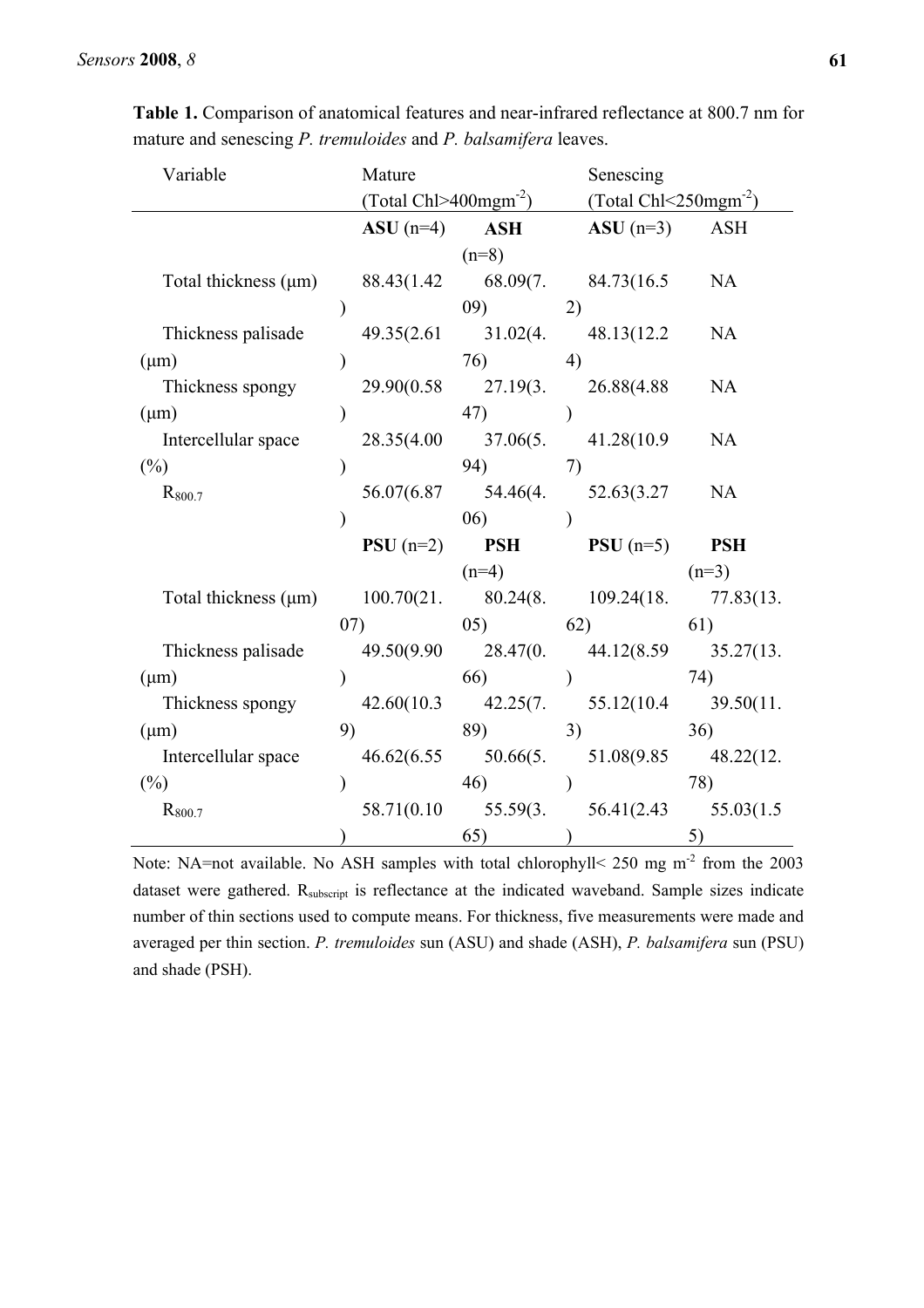**Table 1.** Comparison of anatomical features and near-infrared reflectance at 800.7 nm for mature and senescing *P. tremuloides* and *P. balsamifera* leaves.

| Variable | Mature (Total Chl>400mgm$^{-2}$) | | Senescing (Total Chl<250mgm$^{-2}$) | |
|---|---|---|---|---|
| | **ASU** (n=4) | **ASH** (n=8) | **ASU** (n=3) | ASH |
| Total thickness (μm) | 88.43(1.42) | 68.09(7.09) | 84.73(16.52) | NA |
| Thickness palisade (μm) | 49.35(2.61) | 31.02(4.76) | 48.13(12.24) | NA |
| Thickness spongy (μm) | 29.90(0.58) | 27.19(3.47) | 26.88(4.88) | NA |
| Intercellular space (%) | 28.35(4.00) | 37.06(5.94) | 41.28(10.97) | NA |
| $R_{800.7}$ | 56.07(6.87) | 54.46(4.06) | 52.63(3.27) | NA |
| | **PSU** (n=2) | **PSH** (n=4) | **PSU** (n=5) | **PSH** (n=3) |
| Total thickness (μm) | 100.70(21.07) | 80.24(8.05) | 109.24(18.62) | 77.83(13.61) |
| Thickness palisade (μm) | 49.50(9.90) | 28.47(0.66) | 44.12(8.59) | 35.27(13.74) |
| Thickness spongy (μm) | 42.60(10.39) | 42.25(7.89) | 55.12(10.43) | 39.50(11.36) |
| Intercellular space (%) | 46.62(6.55) | 50.66(5.46) | 51.08(9.85) | 48.22(12.78) |
| $R_{800.7}$ | 58.71(0.10) | 55.59(3.65) | 56.41(2.43) | 55.03(1.55) |

Note: NA=not available. No ASH samples with total chlorophyll< 250 mg m$^{-2}$ from the 2003 dataset were gathered. $R_{subscript}$ is reflectance at the indicated waveband. Sample sizes indicate number of thin sections used to compute means. For thickness, five measurements were made and averaged per thin section. *P. tremuloides* sun (ASU) and shade (ASH), *P. balsamifera* sun (PSU) and shade (PSH).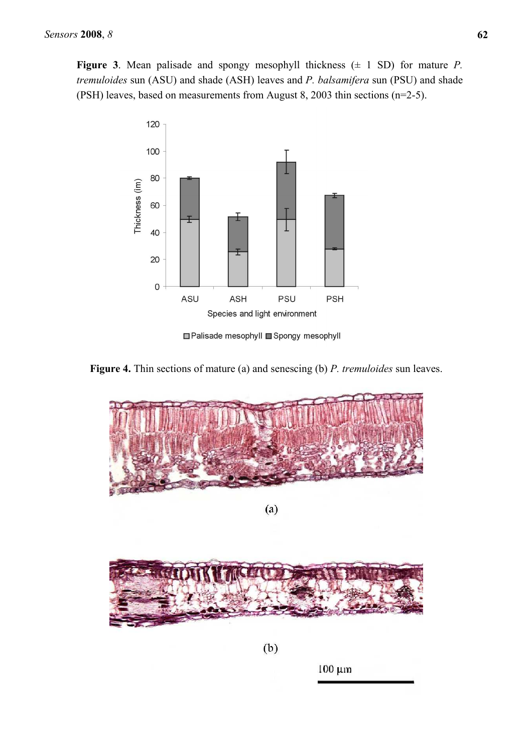**Figure 3**. Mean palisade and spongy mesophyll thickness (± 1 SD) for mature *P. tremuloides* sun (ASU) and shade (ASH) leaves and *P. balsamifera* sun (PSU) and shade (PSH) leaves, based on measurements from August 8, 2003 thin sections (n=2-5).

**Figure 4.** Thin sections of mature (a) and senescing (b) *P. tremuloides* sun leaves.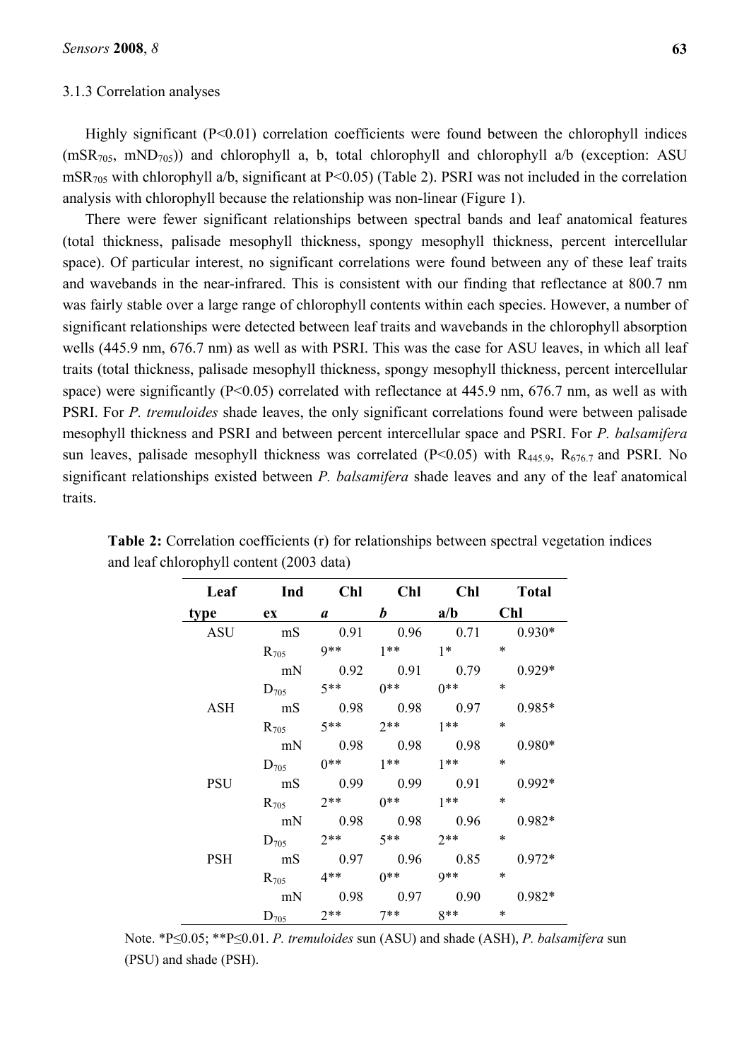### 3.1.3 Correlation analyses

Highly significant ($P<0.01$) correlation coefficients were found between the chlorophyll indices ($mSR_{705}$, $mND_{705}$)) and chlorophyll a, b, total chlorophyll and chlorophyll a/b (exception: ASU $mSR_{705}$ with chlorophyll a/b, significant at $P<0.05$) (Table 2). PSRI was not included in the correlation analysis with chlorophyll because the relationship was non-linear (Figure 1).

There were fewer significant relationships between spectral bands and leaf anatomical features (total thickness, palisade mesophyll thickness, spongy mesophyll thickness, percent intercellular space). Of particular interest, no significant correlations were found between any of these leaf traits and wavebands in the near-infrared. This is consistent with our finding that reflectance at 800.7 nm was fairly stable over a large range of chlorophyll contents within each species. However, a number of significant relationships were detected between leaf traits and wavebands in the chlorophyll absorption wells (445.9 nm, 676.7 nm) as well as with PSRI. This was the case for ASU leaves, in which all leaf traits (total thickness, palisade mesophyll thickness, spongy mesophyll thickness, percent intercellular space) were significantly ($P<0.05$) correlated with reflectance at 445.9 nm, 676.7 nm, as well as with PSRI. For *P. tremuloides* shade leaves, the only significant correlations found were between palisade mesophyll thickness and PSRI and between percent intercellular space and PSRI. For *P. balsamifera* sun leaves, palisade mesophyll thickness was correlated ($P<0.05$) with $R_{445.9}$, $R_{676.7}$ and PSRI. No significant relationships existed between *P. balsamifera* shade leaves and any of the leaf anatomical traits.

**Table 2:** Correlation coefficients (r) for relationships between spectral vegetation indices and leaf chlorophyll content (2003 data)

| Leaf type | Index | Chl *a* | Chl *b* | Chl a/b | Total Chl |
|---|---|---|---|---|---|
| ASU | $mSR_{705}$ | 0.919** | 0.961** | 0.711* | 0.930** |
| | $mND_{705}$ | 0.925** | 0.910** | 0.790** | 0.929** |
| ASH | $mSR_{705}$ | 0.985** | 0.982** | 0.971** | 0.985** |
| | $mND_{705}$ | 0.980** | 0.981** | 0.981** | 0.980** |
| PSU | $mSR_{705}$ | 0.992** | 0.990** | 0.911** | 0.992** |
| | $mND_{705}$ | 0.982** | 0.985** | 0.962** | 0.982** |
| PSH | $mSR_{705}$ | 0.974** | 0.960** | 0.859** | 0.972** |
| | $mND_{705}$ | 0.982** | 0.977** | 0.908** | 0.982** |

Note. *$P \leq 0.05$; **$P \leq 0.01$. *P. tremuloides* sun (ASU) and shade (ASH), *P. balsamifera* sun (PSU) and shade (PSH).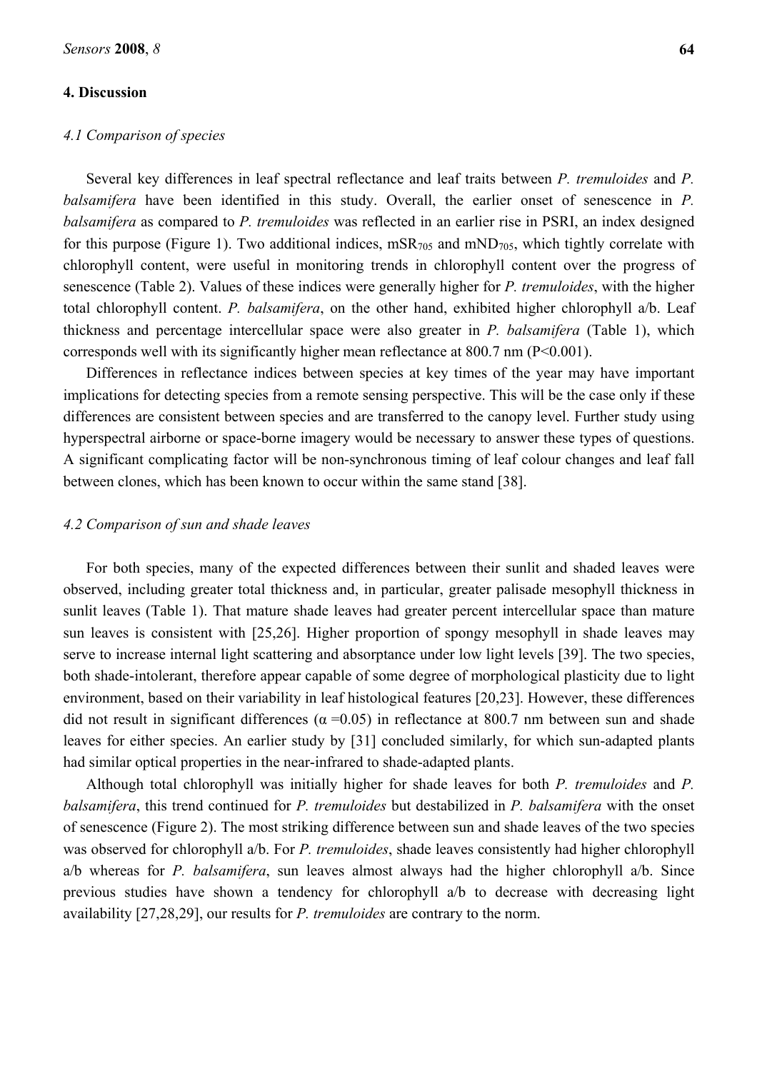## 4. Discussion

### *4.1 Comparison of species*

Several key differences in leaf spectral reflectance and leaf traits between *P. tremuloides* and *P. balsamifera* have been identified in this study. Overall, the earlier onset of senescence in *P. balsamifera* as compared to *P. tremuloides* was reflected in an earlier rise in PSRI, an index designed for this purpose (Figure 1). Two additional indices, $mSR_{705}$ and $mND_{705}$, which tightly correlate with chlorophyll content, were useful in monitoring trends in chlorophyll content over the progress of senescence (Table 2). Values of these indices were generally higher for *P. tremuloides*, with the higher total chlorophyll content. *P. balsamifera*, on the other hand, exhibited higher chlorophyll a/b. Leaf thickness and percentage intercellular space were also greater in *P. balsamifera* (Table 1), which corresponds well with its significantly higher mean reflectance at 800.7 nm ($P<0.001$).

Differences in reflectance indices between species at key times of the year may have important implications for detecting species from a remote sensing perspective. This will be the case only if these differences are consistent between species and are transferred to the canopy level. Further study using hyperspectral airborne or space-borne imagery would be necessary to answer these types of questions. A significant complicating factor will be non-synchronous timing of leaf colour changes and leaf fall between clones, which has been known to occur within the same stand [38].

### *4.2 Comparison of sun and shade leaves*

For both species, many of the expected differences between their sunlit and shaded leaves were observed, including greater total thickness and, in particular, greater palisade mesophyll thickness in sunlit leaves (Table 1). That mature shade leaves had greater percent intercellular space than mature sun leaves is consistent with [25,26]. Higher proportion of spongy mesophyll in shade leaves may serve to increase internal light scattering and absorptance under low light levels [39]. The two species, both shade-intolerant, therefore appear capable of some degree of morphological plasticity due to light environment, based on their variability in leaf histological features [20,23]. However, these differences did not result in significant differences ($\alpha = 0.05$) in reflectance at 800.7 nm between sun and shade leaves for either species. An earlier study by [31] concluded similarly, for which sun-adapted plants had similar optical properties in the near-infrared to shade-adapted plants.

Although total chlorophyll was initially higher for shade leaves for both *P. tremuloides* and *P. balsamifera*, this trend continued for *P. tremuloides* but destabilized in *P. balsamifera* with the onset of senescence (Figure 2). The most striking difference between sun and shade leaves of the two species was observed for chlorophyll a/b. For *P. tremuloides*, shade leaves consistently had higher chlorophyll a/b whereas for *P. balsamifera*, sun leaves almost always had the higher chlorophyll a/b. Since previous studies have shown a tendency for chlorophyll a/b to decrease with decreasing light availability [27,28,29], our results for *P. tremuloides* are contrary to the norm.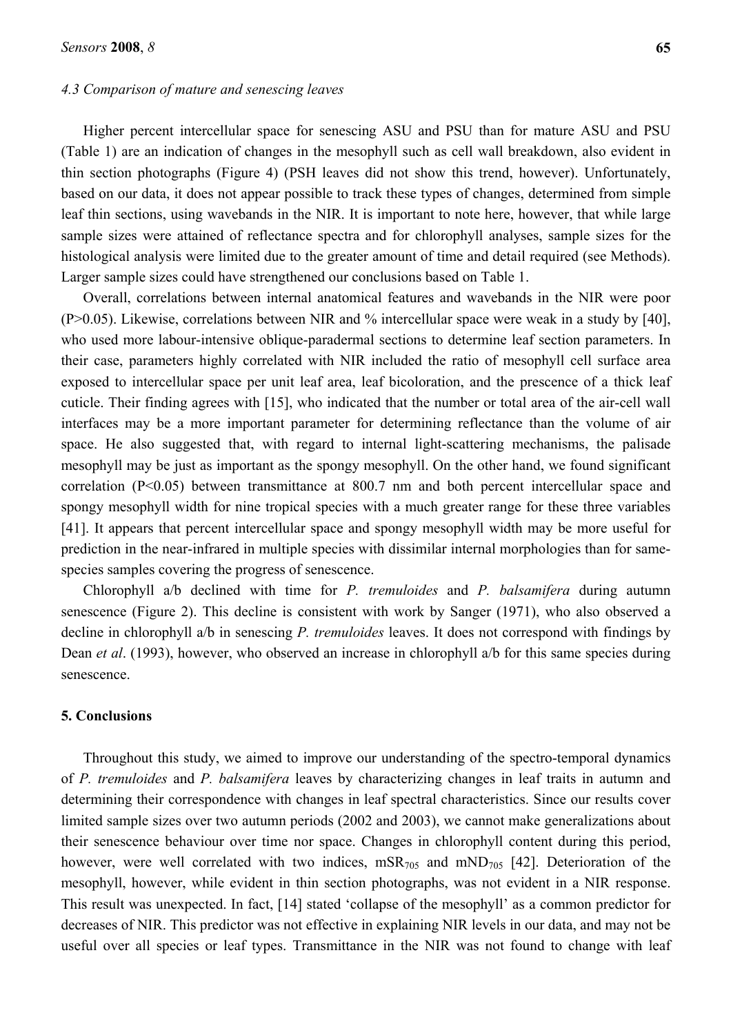### 4.3 Comparison of mature and senescing leaves

Higher percent intercellular space for senescing ASU and PSU than for mature ASU and PSU (Table 1) are an indication of changes in the mesophyll such as cell wall breakdown, also evident in thin section photographs (Figure 4) (PSH leaves did not show this trend, however). Unfortunately, based on our data, it does not appear possible to track these types of changes, determined from simple leaf thin sections, using wavebands in the NIR. It is important to note here, however, that while large sample sizes were attained of reflectance spectra and for chlorophyll analyses, sample sizes for the histological analysis were limited due to the greater amount of time and detail required (see Methods). Larger sample sizes could have strengthened our conclusions based on Table 1.

Overall, correlations between internal anatomical features and wavebands in the NIR were poor ($P>0.05$). Likewise, correlations between NIR and % intercellular space were weak in a study by [40], who used more labour-intensive oblique-paradermal sections to determine leaf section parameters. In their case, parameters highly correlated with NIR included the ratio of mesophyll cell surface area exposed to intercellular space per unit leaf area, leaf bicoloration, and the prescence of a thick leaf cuticle. Their finding agrees with [15], who indicated that the number or total area of the air-cell wall interfaces may be a more important parameter for determining reflectance than the volume of air space. He also suggested that, with regard to internal light-scattering mechanisms, the palisade mesophyll may be just as important as the spongy mesophyll. On the other hand, we found significant correlation ($P<0.05$) between transmittance at 800.7 nm and both percent intercellular space and spongy mesophyll width for nine tropical species with a much greater range for these three variables [41]. It appears that percent intercellular space and spongy mesophyll width may be more useful for prediction in the near-infrared in multiple species with dissimilar internal morphologies than for same-species samples covering the progress of senescence.

Chlorophyll a/b declined with time for *P. tremuloides* and *P. balsamifera* during autumn senescence (Figure 2). This decline is consistent with work by Sanger (1971), who also observed a decline in chlorophyll a/b in senescing *P. tremuloides* leaves. It does not correspond with findings by Dean *et al*. (1993), however, who observed an increase in chlorophyll a/b for this same species during senescence.

## 5. Conclusions

Throughout this study, we aimed to improve our understanding of the spectro-temporal dynamics of *P. tremuloides* and *P. balsamifera* leaves by characterizing changes in leaf traits in autumn and determining their correspondence with changes in leaf spectral characteristics. Since our results cover limited sample sizes over two autumn periods (2002 and 2003), we cannot make generalizations about their senescence behaviour over time nor space. Changes in chlorophyll content during this period, however, were well correlated with two indices, $mSR_{705}$ and $mND_{705}$ [42]. Deterioration of the mesophyll, however, while evident in thin section photographs, was not evident in a NIR response. This result was unexpected. In fact, [14] stated 'collapse of the mesophyll' as a common predictor for decreases of NIR. This predictor was not effective in explaining NIR levels in our data, and may not be useful over all species or leaf types. Transmittance in the NIR was not found to change with leaf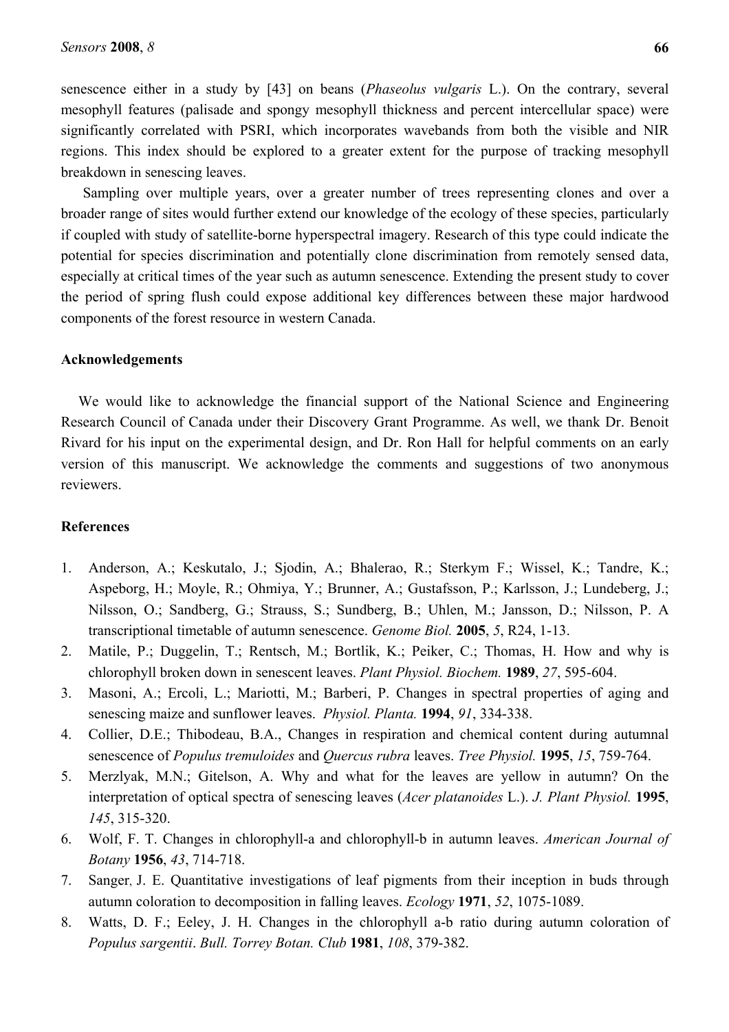senescence either in a study by [43] on beans (*Phaseolus vulgaris* L.). On the contrary, several mesophyll features (palisade and spongy mesophyll thickness and percent intercellular space) were significantly correlated with PSRI, which incorporates wavebands from both the visible and NIR regions. This index should be explored to a greater extent for the purpose of tracking mesophyll breakdown in senescing leaves.

Sampling over multiple years, over a greater number of trees representing clones and over a broader range of sites would further extend our knowledge of the ecology of these species, particularly if coupled with study of satellite-borne hyperspectral imagery. Research of this type could indicate the potential for species discrimination and potentially clone discrimination from remotely sensed data, especially at critical times of the year such as autumn senescence. Extending the present study to cover the period of spring flush could expose additional key differences between these major hardwood components of the forest resource in western Canada.

## Acknowledgements

We would like to acknowledge the financial support of the National Science and Engineering Research Council of Canada under their Discovery Grant Programme. As well, we thank Dr. Benoit Rivard for his input on the experimental design, and Dr. Ron Hall for helpful comments on an early version of this manuscript. We acknowledge the comments and suggestions of two anonymous reviewers.

## References

1. Anderson, A.; Keskutalo, J.; Sjodin, A.; Bhalerao, R.; Sterkym F.; Wissel, K.; Tandre, K.; Aspeborg, H.; Moyle, R.; Ohmiya, Y.; Brunner, A.; Gustafsson, P.; Karlsson, J.; Lundeberg, J.; Nilsson, O.; Sandberg, G.; Strauss, S.; Sundberg, B.; Uhlen, M.; Jansson, D.; Nilsson, P. A transcriptional timetable of autumn senescence. *Genome Biol.* **2005**, *5*, R24, 1-13.
2. Matile, P.; Duggelin, T.; Rentsch, M.; Bortlik, K.; Peiker, C.; Thomas, H. How and why is chlorophyll broken down in senescent leaves. *Plant Physiol. Biochem.* **1989**, *27*, 595-604.
3. Masoni, A.; Ercoli, L.; Mariotti, M.; Barberi, P. Changes in spectral properties of aging and senescing maize and sunflower leaves. *Physiol. Planta.* **1994**, *91*, 334-338.
4. Collier, D.E.; Thibodeau, B.A., Changes in respiration and chemical content during autumnal senescence of *Populus tremuloides* and *Quercus rubra* leaves. *Tree Physiol.* **1995**, *15*, 759-764.
5. Merzlyak, M.N.; Gitelson, A. Why and what for the leaves are yellow in autumn? On the interpretation of optical spectra of senescing leaves (*Acer platanoides* L.). *J. Plant Physiol.* **1995**, *145*, 315-320.
6. Wolf, F. T. Changes in chlorophyll-a and chlorophyll-b in autumn leaves. *American Journal of Botany* **1956**, *43*, 714-718.
7. Sanger, J. E. Quantitative investigations of leaf pigments from their inception in buds through autumn coloration to decomposition in falling leaves. *Ecology* **1971**, *52*, 1075-1089.
8. Watts, D. F.; Eeley, J. H. Changes in the chlorophyll a-b ratio during autumn coloration of *Populus sargentii*. *Bull. Torrey Botan. Club* **1981**, *108*, 379-382.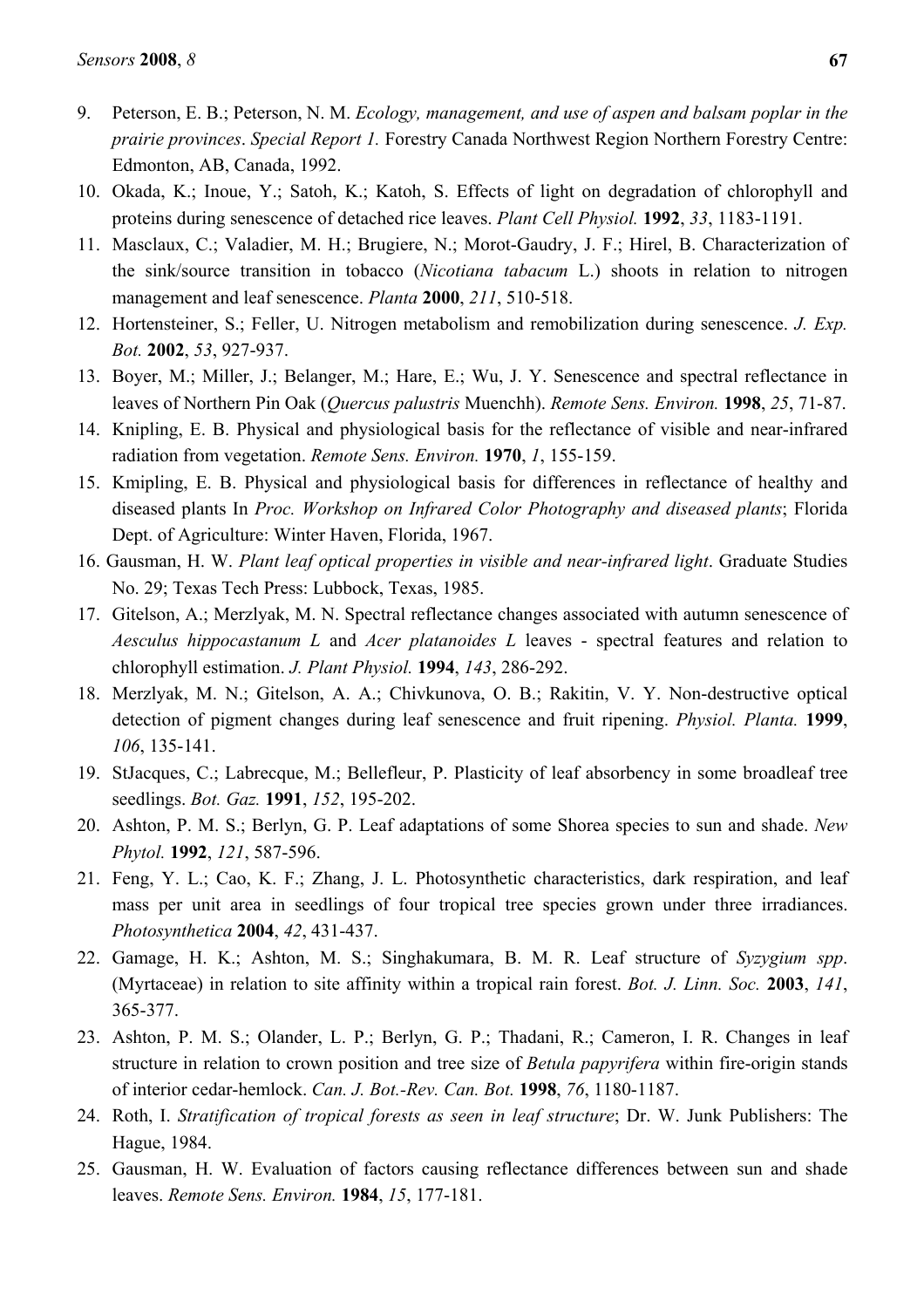9. Peterson, E. B.; Peterson, N. M. *Ecology, management, and use of aspen and balsam poplar in the prairie provinces*. *Special Report 1.* Forestry Canada Northwest Region Northern Forestry Centre: Edmonton, AB, Canada, 1992.
10. Okada, K.; Inoue, Y.; Satoh, K.; Katoh, S. Effects of light on degradation of chlorophyll and proteins during senescence of detached rice leaves. *Plant Cell Physiol.* **1992**, *33*, 1183-1191.
11. Masclaux, C.; Valadier, M. H.; Brugiere, N.; Morot-Gaudry, J. F.; Hirel, B. Characterization of the sink/source transition in tobacco (*Nicotiana tabacum* L.) shoots in relation to nitrogen management and leaf senescence. *Planta* **2000**, *211*, 510-518.
12. Hortensteiner, S.; Feller, U. Nitrogen metabolism and remobilization during senescence. *J. Exp. Bot.* **2002**, *53*, 927-937.
13. Boyer, M.; Miller, J.; Belanger, M.; Hare, E.; Wu, J. Y. Senescence and spectral reflectance in leaves of Northern Pin Oak (*Quercus palustris* Muenchh). *Remote Sens. Environ.* **1998**, *25*, 71-87.
14. Knipling, E. B. Physical and physiological basis for the reflectance of visible and near-infrared radiation from vegetation. *Remote Sens. Environ.* **1970**, *1*, 155-159.
15. Kmipling, E. B. Physical and physiological basis for differences in reflectance of healthy and diseased plants In *Proc. Workshop on Infrared Color Photography and diseased plants*; Florida Dept. of Agriculture: Winter Haven, Florida, 1967.
16. Gausman, H. W. *Plant leaf optical properties in visible and near-infrared light*. Graduate Studies No. 29; Texas Tech Press: Lubbock, Texas, 1985.
17. Gitelson, A.; Merzlyak, M. N. Spectral reflectance changes associated with autumn senescence of *Aesculus hippocastanum L* and *Acer platanoides L* leaves - spectral features and relation to chlorophyll estimation. *J. Plant Physiol.* **1994**, *143*, 286-292.
18. Merzlyak, M. N.; Gitelson, A. A.; Chivkunova, O. B.; Rakitin, V. Y. Non-destructive optical detection of pigment changes during leaf senescence and fruit ripening. *Physiol. Planta.* **1999**, *106*, 135-141.
19. StJacques, C.; Labrecque, M.; Bellefleur, P. Plasticity of leaf absorbency in some broadleaf tree seedlings. *Bot. Gaz.* **1991**, *152*, 195-202.
20. Ashton, P. M. S.; Berlyn, G. P. Leaf adaptations of some Shorea species to sun and shade. *New Phytol.* **1992**, *121*, 587-596.
21. Feng, Y. L.; Cao, K. F.; Zhang, J. L. Photosynthetic characteristics, dark respiration, and leaf mass per unit area in seedlings of four tropical tree species grown under three irradiances. *Photosynthetica* **2004**, *42*, 431-437.
22. Gamage, H. K.; Ashton, M. S.; Singhakumara, B. M. R. Leaf structure of *Syzygium spp.* (Myrtaceae) in relation to site affinity within a tropical rain forest. *Bot. J. Linn. Soc.* **2003**, *141*, 365-377.
23. Ashton, P. M. S.; Olander, L. P.; Berlyn, G. P.; Thadani, R.; Cameron, I. R. Changes in leaf structure in relation to crown position and tree size of *Betula papyrifera* within fire-origin stands of interior cedar-hemlock. *Can. J. Bot.-Rev. Can. Bot.* **1998**, *76*, 1180-1187.
24. Roth, I. *Stratification of tropical forests as seen in leaf structure*; Dr. W. Junk Publishers: The Hague, 1984.
25. Gausman, H. W. Evaluation of factors causing reflectance differences between sun and shade leaves. *Remote Sens. Environ.* **1984**, *15*, 177-181.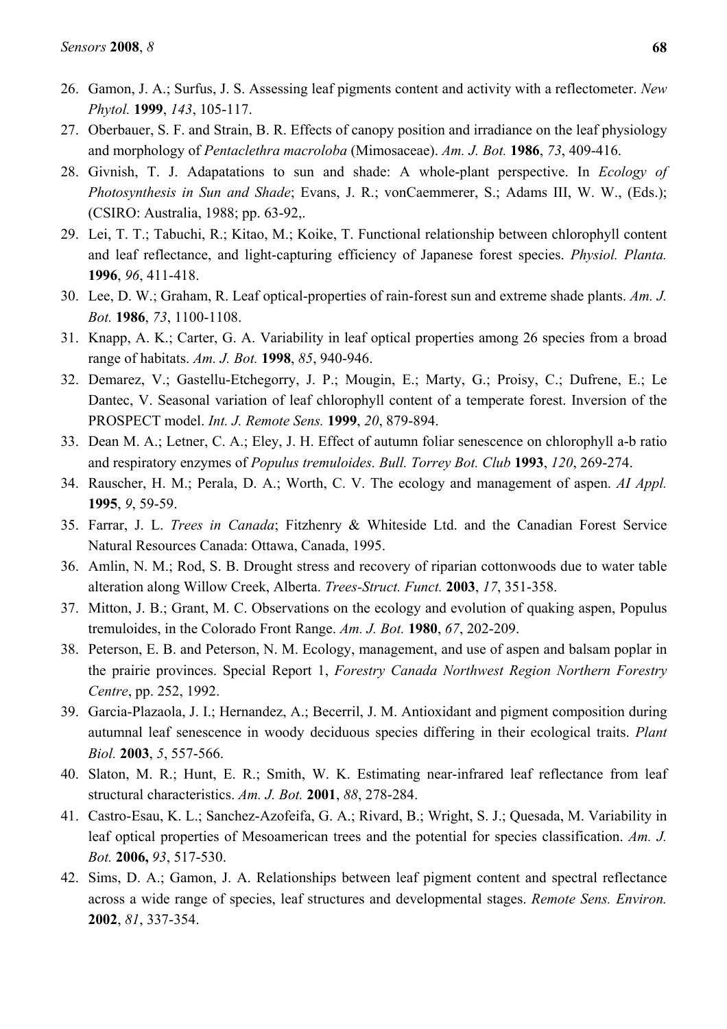26. Gamon, J. A.; Surfus, J. S. Assessing leaf pigments content and activity with a reflectometer. *New Phytol.* **1999**, *143*, 105-117.
27. Oberbauer, S. F. and Strain, B. R. Effects of canopy position and irradiance on the leaf physiology and morphology of *Pentaclethra macroloba* (Mimosaceae). *Am. J. Bot.* **1986**, *73*, 409-416.
28. Givnish, T. J. Adapatations to sun and shade: A whole-plant perspective. In *Ecology of Photosynthesis in Sun and Shade*; Evans, J. R.; vonCaemmerer, S.; Adams III, W. W., (Eds.); (CSIRO: Australia, 1988; pp. 63-92,.
29. Lei, T. T.; Tabuchi, R.; Kitao, M.; Koike, T. Functional relationship between chlorophyll content and leaf reflectance, and light-capturing efficiency of Japanese forest species. *Physiol. Planta.* **1996**, *96*, 411-418.
30. Lee, D. W.; Graham, R. Leaf optical-properties of rain-forest sun and extreme shade plants. *Am. J. Bot.* **1986**, *73*, 1100-1108.
31. Knapp, A. K.; Carter, G. A. Variability in leaf optical properties among 26 species from a broad range of habitats. *Am. J. Bot.* **1998**, *85*, 940-946.
32. Demarez, V.; Gastellu-Etchegorry, J. P.; Mougin, E.; Marty, G.; Proisy, C.; Dufrene, E.; Le Dantec, V. Seasonal variation of leaf chlorophyll content of a temperate forest. Inversion of the PROSPECT model. *Int. J. Remote Sens.* **1999**, *20*, 879-894.
33. Dean M. A.; Letner, C. A.; Eley, J. H. Effect of autumn foliar senescence on chlorophyll a-b ratio and respiratory enzymes of *Populus tremuloides. Bull. Torrey Bot. Club* **1993**, *120*, 269-274.
34. Rauscher, H. M.; Perala, D. A.; Worth, C. V. The ecology and management of aspen. *AI Appl.* **1995**, *9*, 59-59.
35. Farrar, J. L. *Trees in Canada*; Fitzhenry & Whiteside Ltd. and the Canadian Forest Service Natural Resources Canada: Ottawa, Canada, 1995.
36. Amlin, N. M.; Rod, S. B. Drought stress and recovery of riparian cottonwoods due to water table alteration along Willow Creek, Alberta. *Trees-Struct. Funct.* **2003**, *17*, 351-358.
37. Mitton, J. B.; Grant, M. C. Observations on the ecology and evolution of quaking aspen, Populus tremuloides, in the Colorado Front Range. *Am. J. Bot.* **1980**, *67*, 202-209.
38. Peterson, E. B. and Peterson, N. M. Ecology, management, and use of aspen and balsam poplar in the prairie provinces. Special Report 1, *Forestry Canada Northwest Region Northern Forestry Centre*, pp. 252, 1992.
39. Garcia-Plazaola, J. I.; Hernandez, A.; Becerril, J. M. Antioxidant and pigment composition during autumnal leaf senescence in woody deciduous species differing in their ecological traits. *Plant Biol.* **2003**, *5*, 557-566.
40. Slaton, M. R.; Hunt, E. R.; Smith, W. K. Estimating near-infrared leaf reflectance from leaf structural characteristics. *Am. J. Bot.* **2001**, *88*, 278-284.
41. Castro-Esau, K. L.; Sanchez-Azofeifa, G. A.; Rivard, B.; Wright, S. J.; Quesada, M. Variability in leaf optical properties of Mesoamerican trees and the potential for species classification. *Am. J. Bot.* **2006,** *93*, 517-530.
42. Sims, D. A.; Gamon, J. A. Relationships between leaf pigment content and spectral reflectance across a wide range of species, leaf structures and developmental stages. *Remote Sens. Environ.* **2002**, *81*, 337-354.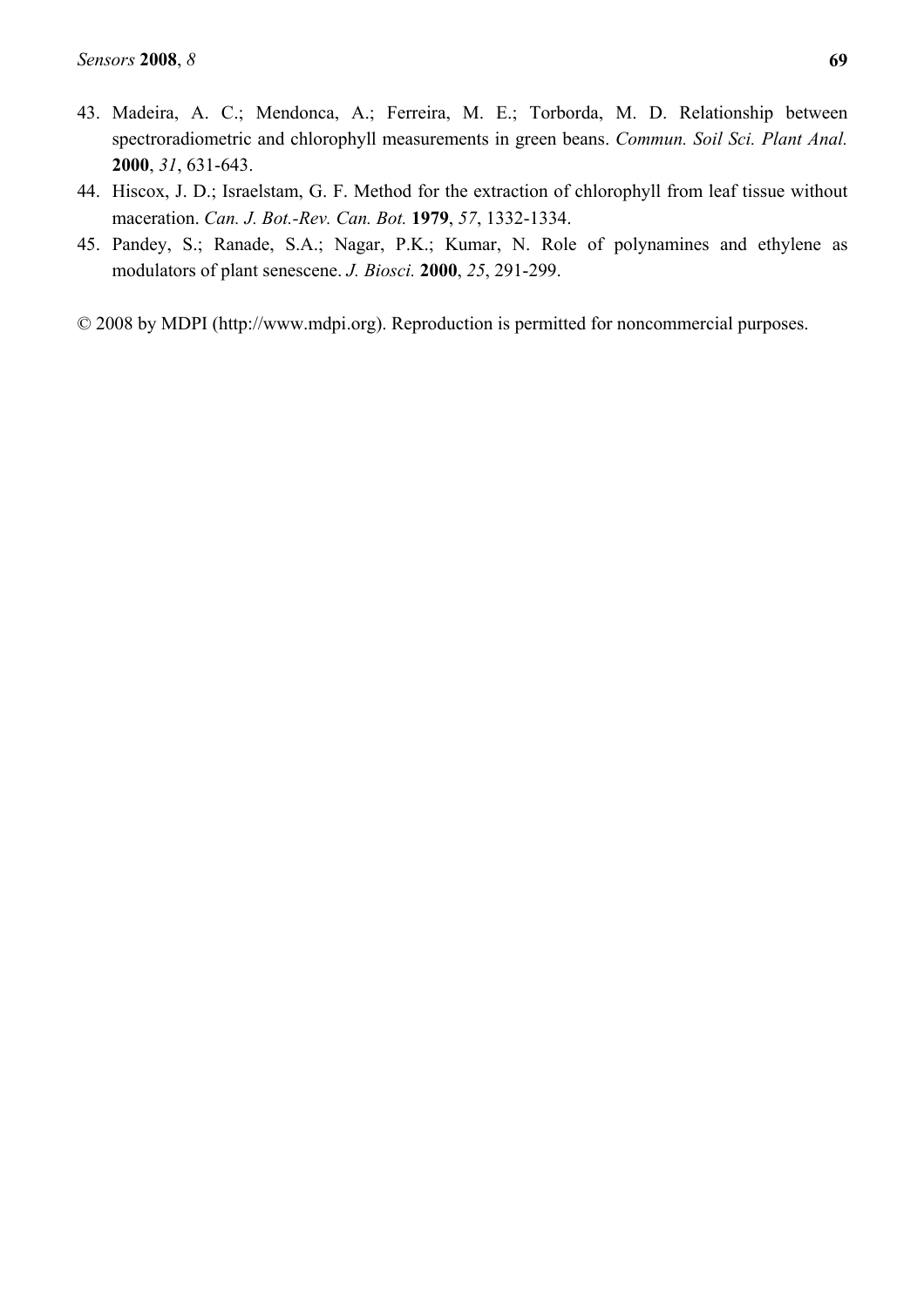43. Madeira, A. C.; Mendonca, A.; Ferreira, M. E.; Torborda, M. D. Relationship between spectroradiometric and chlorophyll measurements in green beans. *Commun. Soil Sci. Plant Anal.* **2000**, *31*, 631-643.
44. Hiscox, J. D.; Israelstam, G. F. Method for the extraction of chlorophyll from leaf tissue without maceration. *Can. J. Bot.-Rev. Can. Bot.* **1979**, *57*, 1332-1334.
45. Pandey, S.; Ranade, S.A.; Nagar, P.K.; Kumar, N. Role of polynamines and ethylene as modulators of plant senescene. *J. Biosci.* **2000**, *25*, 291-299.

© 2008 by MDPI (http://www.mdpi.org). Reproduction is permitted for noncommercial purposes.